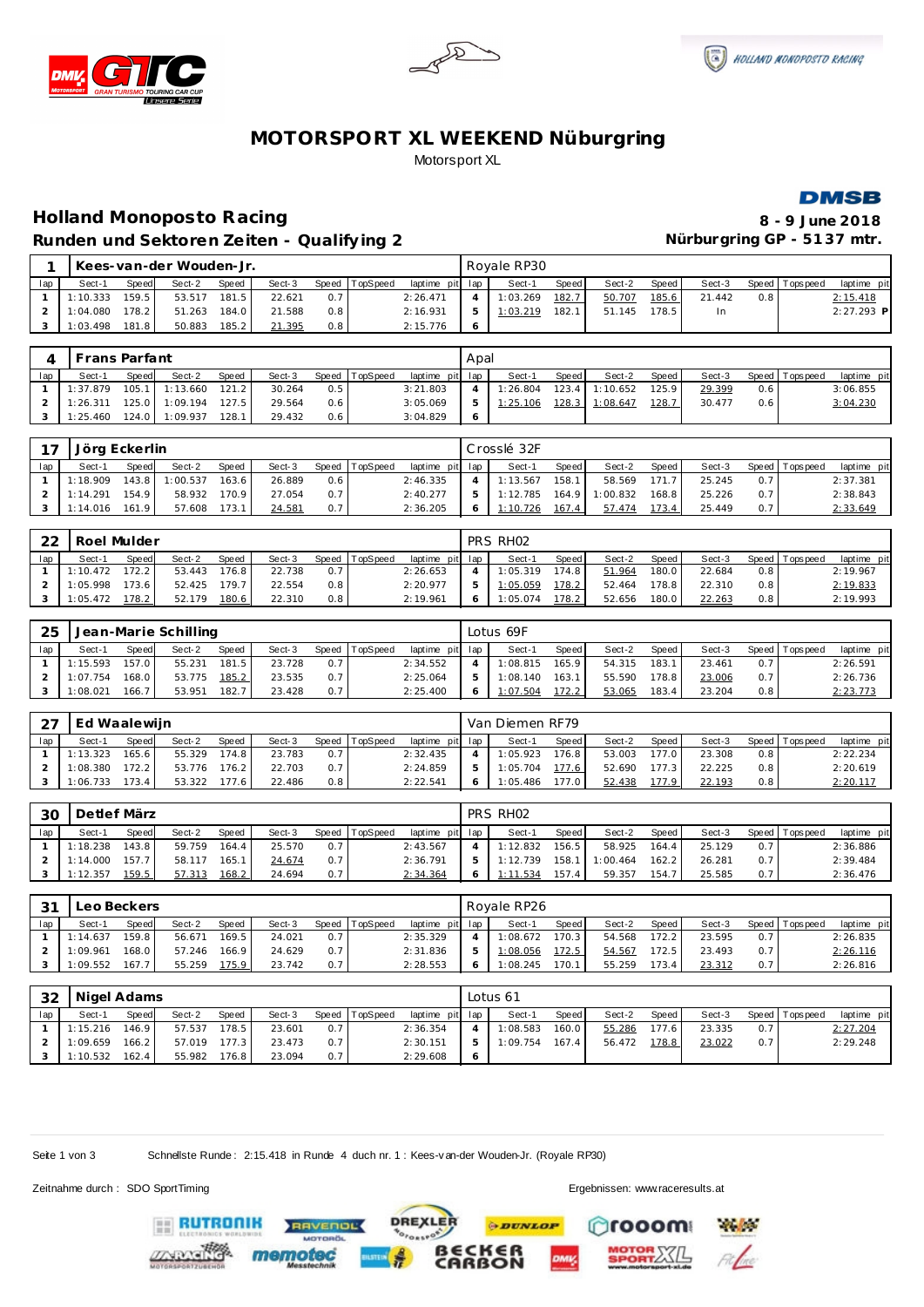# MOTORSPORT XL WEEKEND Nüburgring

Motorsport XL

## Holland Monoposto Racing

**8 - 9 June 2018**

### Runden und Sektoren Zeiten - Qualifying 2

**Nürburgring GP - 5137 mtr.**

| 1 | Kees-van-der Wouden-Jr. | | | | | | | | | Royale RP30 | | | | | | | | | |
|---|---|---|---|---|---|---|---|---|---|---|---|---|---|---|---|---|---|---|---|
| lap | Sect-1 | Speed | Sect-2 | Speed | Sect-3 | Speed | TopSpeed | laptime | pit | lap | Sect-1 | Speed | Sect-2 | Speed | Sect-3 | Speed | Topspeed | laptime | pit |
| 1 | 1:10.333 | 159.5 | 53.517 | 181.5 | 22.621 | 0.7 | | 2:26.471 | | 4 | 1:03.269 | 182.7 | 50.707 | 185.6 | 21.442 | 0.8 | | 2:15.418 | |
| 2 | 1:04.080 | 178.2 | 51.263 | 184.0 | 21.588 | 0.8 | | 2:16.931 | | 5 | 1:03.219 | 182.1 | 51.145 | 178.5 | In | | | 2:27.293 | P |
| 3 | 1:03.498 | 181.8 | 50.883 | 185.2 | 21.395 | 0.8 | | 2:15.776 | | 6 | | | | | | | | | |

| 4 | Frans Parfant | | | | | | | | | Apal | | | | | | | | | |
|---|---|---|---|---|---|---|---|---|---|---|---|---|---|---|---|---|---|---|---|
| lap | Sect-1 | Speed | Sect-2 | Speed | Sect-3 | Speed | TopSpeed | laptime | pit | lap | Sect-1 | Speed | Sect-2 | Speed | Sect-3 | Speed | Topspeed | laptime | pit |
| 1 | 1:37.879 | 105.1 | 1:13.660 | 121.2 | 30.264 | 0.5 | | 3:21.803 | | 4 | 1:26.804 | 123.4 | 1:10.652 | 125.9 | 29.399 | 0.6 | | 3:06.855 | |
| 2 | 1:26.311 | 125.0 | 1:09.194 | 127.5 | 29.564 | 0.6 | | 3:05.069 | | 5 | 1:25.106 | 128.3 | 1:08.647 | 128.7 | 30.477 | 0.6 | | 3:04.230 | |
| 3 | 1:25.460 | 124.0 | 1:09.937 | 128.1 | 29.432 | 0.6 | | 3:04.829 | | 6 | | | | | | | | | |

| 17 | Jörg Eckerlin | | | | | | | | | Crosslé 32F | | | | | | | | | |
|---|---|---|---|---|---|---|---|---|---|---|---|---|---|---|---|---|---|---|---|
| lap | Sect-1 | Speed | Sect-2 | Speed | Sect-3 | Speed | TopSpeed | laptime | pit | lap | Sect-1 | Speed | Sect-2 | Speed | Sect-3 | Speed | Topspeed | laptime | pit |
| 1 | 1:18.909 | 143.8 | 1:00.537 | 163.6 | 26.889 | 0.6 | | 2:46.335 | | 4 | 1:13.567 | 158.1 | 58.569 | 171.7 | 25.245 | 0.7 | | 2:37.381 | |
| 2 | 1:14.291 | 154.9 | 58.932 | 170.9 | 27.054 | 0.7 | | 2:40.277 | | 5 | 1:12.785 | 164.9 | 1:00.832 | 168.8 | 25.226 | 0.7 | | 2:38.843 | |
| 3 | 1:14.016 | 161.9 | 57.608 | 173.1 | 24.581 | 0.7 | | 2:36.205 | | 6 | 1:10.726 | 167.4 | 57.474 | 173.4 | 25.449 | 0.7 | | 2:33.649 | |

| 22 | Roel Mulder | | | | | | | | | PRS RH02 | | | | | | | | | |
|---|---|---|---|---|---|---|---|---|---|---|---|---|---|---|---|---|---|---|---|
| lap | Sect-1 | Speed | Sect-2 | Speed | Sect-3 | Speed | TopSpeed | laptime | pit | lap | Sect-1 | Speed | Sect-2 | Speed | Sect-3 | Speed | Topspeed | laptime | pit |
| 1 | 1:10.472 | 172.2 | 53.443 | 176.8 | 22.738 | 0.7 | | 2:26.653 | | 4 | 1:05.319 | 174.8 | 51.964 | 180.0 | 22.684 | 0.8 | | 2:19.967 | |
| 2 | 1:05.998 | 173.6 | 52.425 | 179.7 | 22.554 | 0.8 | | 2:20.977 | | 5 | 1:05.059 | 178.2 | 52.464 | 178.8 | 22.310 | 0.8 | | 2:19.833 | |
| 3 | 1:05.472 | 178.2 | 52.179 | 180.6 | 22.310 | 0.8 | | 2:19.961 | | 6 | 1:05.074 | 178.2 | 52.656 | 180.0 | 22.263 | 0.8 | | 2:19.993 | |

| 25 | Jean-Marie Schilling | | | | | | | | | Lotus 69F | | | | | | | | | |
|---|---|---|---|---|---|---|---|---|---|---|---|---|---|---|---|---|---|---|---|
| lap | Sect-1 | Speed | Sect-2 | Speed | Sect-3 | Speed | TopSpeed | laptime | pit | lap | Sect-1 | Speed | Sect-2 | Speed | Sect-3 | Speed | Topspeed | laptime | pit |
| 1 | 1:15.593 | 157.0 | 55.231 | 181.5 | 23.728 | 0.7 | | 2:34.552 | | 4 | 1:08.815 | 165.9 | 54.315 | 183.1 | 23.461 | 0.7 | | 2:26.591 | |
| 2 | 1:07.754 | 168.0 | 53.775 | 185.2 | 23.535 | 0.7 | | 2:25.064 | | 5 | 1:08.140 | 163.1 | 55.590 | 178.8 | 23.006 | 0.7 | | 2:26.736 | |
| 3 | 1:08.021 | 166.7 | 53.951 | 182.7 | 23.428 | 0.7 | | 2:25.400 | | 6 | 1:07.504 | 172.2 | 53.065 | 183.4 | 23.204 | 0.8 | | 2:23.773 | |

| 27 | Ed Waalewijn | | | | | | | | | Van Diemen RF79 | | | | | | | | | |
|---|---|---|---|---|---|---|---|---|---|---|---|---|---|---|---|---|---|---|---|
| lap | Sect-1 | Speed | Sect-2 | Speed | Sect-3 | Speed | TopSpeed | laptime | pit | lap | Sect-1 | Speed | Sect-2 | Speed | Sect-3 | Speed | Topspeed | laptime | pit |
| 1 | 1:13.323 | 165.6 | 55.329 | 174.8 | 23.783 | 0.7 | | 2:32.435 | | 4 | 1:05.923 | 176.8 | 53.003 | 177.0 | 23.308 | 0.8 | | 2:22.234 | |
| 2 | 1:08.380 | 172.2 | 53.776 | 176.2 | 22.703 | 0.7 | | 2:24.859 | | 5 | 1:05.704 | 177.6 | 52.690 | 177.3 | 22.225 | 0.8 | | 2:20.619 | |
| 3 | 1:06.733 | 173.4 | 53.322 | 177.6 | 22.486 | 0.8 | | 2:22.541 | | 6 | 1:05.486 | 177.0 | 52.438 | 177.9 | 22.193 | 0.8 | | 2:20.117 | |

| 30 | Detlef März | | | | | | | | | PRS RH02 | | | | | | | | | |
|---|---|---|---|---|---|---|---|---|---|---|---|---|---|---|---|---|---|---|---|
| lap | Sect-1 | Speed | Sect-2 | Speed | Sect-3 | Speed | TopSpeed | laptime | pit | lap | Sect-1 | Speed | Sect-2 | Speed | Sect-3 | Speed | Topspeed | laptime | pit |
| 1 | 1:18.238 | 143.8 | 59.759 | 164.4 | 25.570 | 0.7 | | 2:43.567 | | 4 | 1:12.832 | 156.5 | 58.925 | 164.4 | 25.129 | 0.7 | | 2:36.886 | |
| 2 | 1:14.000 | 157.7 | 58.117 | 165.1 | 24.674 | 0.7 | | 2:36.791 | | 5 | 1:12.739 | 158.1 | 1:00.464 | 162.2 | 26.281 | 0.7 | | 2:39.484 | |
| 3 | 1:12.357 | 159.5 | 57.313 | 168.2 | 24.694 | 0.7 | | 2:34.364 | | 6 | 1:11.534 | 157.4 | 59.357 | 154.7 | 25.585 | 0.7 | | 2:36.476 | |

| 31 | Leo Beckers | | | | | | | | | Royale RP26 | | | | | | | | | |
|---|---|---|---|---|---|---|---|---|---|---|---|---|---|---|---|---|---|---|---|
| lap | Sect-1 | Speed | Sect-2 | Speed | Sect-3 | Speed | TopSpeed | laptime | pit | lap | Sect-1 | Speed | Sect-2 | Speed | Sect-3 | Speed | Topspeed | laptime | pit |
| 1 | 1:14.637 | 159.8 | 56.671 | 169.5 | 24.021 | 0.7 | | 2:35.329 | | 4 | 1:08.672 | 170.3 | 54.568 | 172.2 | 23.595 | 0.7 | | 2:26.835 | |
| 2 | 1:09.961 | 168.0 | 57.246 | 166.9 | 24.629 | 0.7 | | 2:31.836 | | 5 | 1:08.056 | 172.5 | 54.567 | 172.5 | 23.493 | 0.7 | | 2:26.116 | |
| 3 | 1:09.552 | 167.7 | 55.259 | 175.9 | 23.742 | 0.7 | | 2:28.553 | | 6 | 1:08.245 | 170.1 | 55.259 | 173.4 | 23.312 | 0.7 | | 2:26.816 | |

| 32 | Nigel Adams | | | | | | | | | Lotus 61 | | | | | | | | | |
|---|---|---|---|---|---|---|---|---|---|---|---|---|---|---|---|---|---|---|---|
| lap | Sect-1 | Speed | Sect-2 | Speed | Sect-3 | Speed | TopSpeed | laptime | pit | lap | Sect-1 | Speed | Sect-2 | Speed | Sect-3 | Speed | Topspeed | laptime | pit |
| 1 | 1:15.216 | 146.9 | 57.537 | 178.5 | 23.601 | 0.7 | | 2:36.354 | | 4 | 1:08.583 | 160.0 | 55.286 | 177.6 | 23.335 | 0.7 | | 2:27.204 | |
| 2 | 1:09.659 | 166.2 | 57.019 | 177.3 | 23.473 | 0.7 | | 2:30.151 | | 5 | 1:09.754 | 167.4 | 56.472 | 178.8 | 23.022 | 0.7 | | 2:29.248 | |
| 3 | 1:10.532 | 162.4 | 55.982 | 176.8 | 23.094 | 0.7 | | 2:29.608 | | 6 | | | | | | | | | |

Schnellste Runde: 2:15.418 in Runde 4 duch nr. 1 : Kees-van-der Wouden-Jr. (Royale RP30)

Zeitnahme durch : SDO SportTiming

Ergebnissen: www.raceresults.at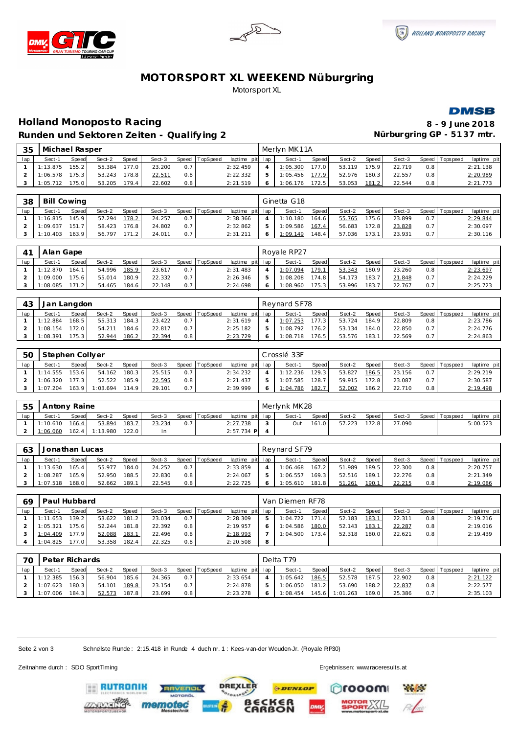# MOTORSPORT XL WEEKEND Nüburgring

Motorsport XL

## Holland Monoposto Racing

### Runden und Sektoren Zeiten - Qualifying 2

8 - 9 June 2018

Nürburgring GP - 5137 mtr.

| 35 | Michael Rasper | | | | | | | | Merlyn MK11A | | | | | | | | |
|---|---|---|---|---|---|---|---|---|---|---|---|---|---|---|---|---|---|
| lap | Sect-1 | Speed | Sect-2 | Speed | Sect-3 | Speed | TopSpeed | laptime pit | lap | Sect-1 | Speed | Sect-2 | Speed | Sect-3 | Speed | Topspeed | laptime pit |
| 1 | 1:13.875 | 155.2 | 55.384 | 177.0 | 23.200 | 0.7 | | 2:32.459 | 4 | 1:05.300 | 177.0 | 53.119 | 175.9 | 22.719 | 0.8 | | 2:21.138 |
| 2 | 1:06.578 | 175.3 | 53.243 | 178.8 | 22.511 | 0.8 | | 2:22.332 | 5 | 1:05.456 | 177.9 | 52.976 | 180.3 | 22.557 | 0.8 | | 2:20.989 |
| 3 | 1:05.712 | 175.0 | 53.205 | 179.4 | 22.602 | 0.8 | | 2:21.519 | 6 | 1:06.176 | 172.5 | 53.053 | 181.2 | 22.544 | 0.8 | | 2:21.773 |

| 38 | Bill Cowing | | | | | | | | Ginetta G18 | | | | | | | | |
|---|---|---|---|---|---|---|---|---|---|---|---|---|---|---|---|---|---|
| lap | Sect-1 | Speed | Sect-2 | Speed | Sect-3 | Speed | TopSpeed | laptime pit | lap | Sect-1 | Speed | Sect-2 | Speed | Sect-3 | Speed | Topspeed | laptime pit |
| 1 | 1:16.815 | 145.9 | 57.294 | 178.2 | 24.257 | 0.7 | | 2:38.366 | 4 | 1:10.180 | 164.6 | 55.765 | 175.6 | 23.899 | 0.7 | | 2:29.844 |
| 2 | 1:09.637 | 151.7 | 58.423 | 176.8 | 24.802 | 0.7 | | 2:32.862 | 5 | 1:09.586 | 167.4 | 56.683 | 172.8 | 23.828 | 0.7 | | 2:30.097 |
| 3 | 1:10.403 | 163.9 | 56.797 | 171.2 | 24.011 | 0.7 | | 2:31.211 | 6 | 1:09.149 | 148.4 | 57.036 | 173.1 | 23.931 | 0.7 | | 2:30.116 |

| 41 | Alan Gape | | | | | | | | Royale RP27 | | | | | | | | |
|---|---|---|---|---|---|---|---|---|---|---|---|---|---|---|---|---|---|
| lap | Sect-1 | Speed | Sect-2 | Speed | Sect-3 | Speed | TopSpeed | laptime pit | lap | Sect-1 | Speed | Sect-2 | Speed | Sect-3 | Speed | Topspeed | laptime pit |
| 1 | 1:12.870 | 164.1 | 54.996 | 185.9 | 23.617 | 0.7 | | 2:31.483 | 4 | 1:07.094 | 179.1 | 53.343 | 180.9 | 23.260 | 0.8 | | 2:23.697 |
| 2 | 1:09.000 | 175.6 | 55.014 | 180.9 | 22.332 | 0.7 | | 2:26.346 | 5 | 1:08.208 | 174.8 | 54.173 | 183.7 | 21.848 | 0.7 | | 2:24.229 |
| 3 | 1:08.085 | 171.2 | 54.465 | 184.6 | 22.148 | 0.7 | | 2:24.698 | 6 | 1:08.960 | 175.3 | 53.996 | 183.7 | 22.767 | 0.7 | | 2:25.723 |

| 43 | Jan Langdon | | | | | | | | Reynard SF78 | | | | | | | | |
|---|---|---|---|---|---|---|---|---|---|---|---|---|---|---|---|---|---|
| lap | Sect-1 | Speed | Sect-2 | Speed | Sect-3 | Speed | TopSpeed | laptime pit | lap | Sect-1 | Speed | Sect-2 | Speed | Sect-3 | Speed | Topspeed | laptime pit |
| 1 | 1:12.884 | 168.5 | 55.313 | 184.3 | 23.422 | 0.7 | | 2:31.619 | 4 | 1:07.253 | 177.3 | 53.724 | 184.9 | 22.809 | 0.8 | | 2:23.786 |
| 2 | 1:08.154 | 172.0 | 54.211 | 184.6 | 22.817 | 0.7 | | 2:25.182 | 5 | 1:08.792 | 176.2 | 53.134 | 184.0 | 22.850 | 0.7 | | 2:24.776 |
| 3 | 1:08.391 | 175.3 | 52.944 | 186.2 | 22.394 | 0.8 | | 2:23.729 | 6 | 1:08.718 | 176.5 | 53.576 | 183.1 | 22.569 | 0.7 | | 2:24.863 |

| 50 | Stephen Collyer | | | | | | | | Crosslé 33F | | | | | | | | |
|---|---|---|---|---|---|---|---|---|---|---|---|---|---|---|---|---|---|
| lap | Sect-1 | Speed | Sect-2 | Speed | Sect-3 | Speed | TopSpeed | laptime pit | lap | Sect-1 | Speed | Sect-2 | Speed | Sect-3 | Speed | Topspeed | laptime pit |
| 1 | 1:14.555 | 153.6 | 54.162 | 180.3 | 25.515 | 0.7 | | 2:34.232 | 4 | 1:12.236 | 129.3 | 53.827 | 186.5 | 23.156 | 0.7 | | 2:29.219 |
| 2 | 1:06.320 | 177.3 | 52.522 | 185.9 | 22.595 | 0.8 | | 2:21.437 | 5 | 1:07.585 | 128.7 | 59.915 | 172.8 | 23.087 | 0.7 | | 2:30.587 |
| 3 | 1:07.204 | 163.9 | 1:03.694 | 114.9 | 29.101 | 0.7 | | 2:39.999 | 6 | 1:04.786 | 182.7 | 52.002 | 186.2 | 22.710 | 0.8 | | 2:19.498 |

| 55 | Antony Raine | | | | | | | | Merlynk MK28 | | | | | | | | |
|---|---|---|---|---|---|---|---|---|---|---|---|---|---|---|---|---|---|
| lap | Sect-1 | Speed | Sect-2 | Speed | Sect-3 | Speed | TopSpeed | laptime pit | lap | Sect-1 | Speed | Sect-2 | Speed | Sect-3 | Speed | Topspeed | laptime pit |
| 1 | 1:10.610 | 166.4 | 53.894 | 183.7 | 23.234 | 0.7 | | 2:27.738 | 3 | Out | 161.0 | 57.223 | 172.8 | 27.090 | | | 5:00.523 |
| 2 | 1:06.060 | 162.4 | 1:13.980 | 122.0 | In | | | 2:57.734 P | 4 | | | | | | | | |

| 63 | Jonathan Lucas | | | | | | | | Reynard SF79 | | | | | | | | |
|---|---|---|---|---|---|---|---|---|---|---|---|---|---|---|---|---|---|
| lap | Sect-1 | Speed | Sect-2 | Speed | Sect-3 | Speed | TopSpeed | laptime pit | lap | Sect-1 | Speed | Sect-2 | Speed | Sect-3 | Speed | Topspeed | laptime pit |
| 1 | 1:13.630 | 165.4 | 55.977 | 184.0 | 24.252 | 0.7 | | 2:33.859 | 4 | 1:06.468 | 167.2 | 51.989 | 189.5 | 22.300 | 0.8 | | 2:20.757 |
| 2 | 1:08.287 | 165.9 | 52.950 | 188.5 | 22.830 | 0.8 | | 2:24.067 | 5 | 1:06.557 | 169.3 | 52.516 | 189.1 | 22.276 | 0.8 | | 2:21.349 |
| 3 | 1:07.518 | 168.0 | 52.662 | 189.1 | 22.545 | 0.8 | | 2:22.725 | 6 | 1:05.610 | 181.8 | 51.261 | 190.1 | 22.215 | 0.8 | | 2:19.086 |

| 69 | Paul Hubbard | | | | | | | | Van Diemen RF78 | | | | | | | | |
|---|---|---|---|---|---|---|---|---|---|---|---|---|---|---|---|---|---|
| lap | Sect-1 | Speed | Sect-2 | Speed | Sect-3 | Speed | TopSpeed | laptime pit | lap | Sect-1 | Speed | Sect-2 | Speed | Sect-3 | Speed | Topspeed | laptime pit |
| 1 | 1:11.653 | 139.2 | 53.622 | 181.2 | 23.034 | 0.7 | | 2:28.309 | 5 | 1:04.722 | 171.4 | 52.183 | 183.1 | 22.311 | 0.8 | | 2:19.216 |
| 2 | 1:05.321 | 175.6 | 52.244 | 181.8 | 22.392 | 0.8 | | 2:19.957 | 6 | 1:04.586 | 180.0 | 52.143 | 183.1 | 22.287 | 0.8 | | 2:19.016 |
| 3 | 1:04.409 | 177.9 | 52.088 | 183.1 | 22.496 | 0.8 | | 2:18.993 | 7 | 1:04.500 | 173.4 | 52.318 | 180.0 | 22.621 | 0.8 | | 2:19.439 |
| 4 | 1:04.825 | 177.0 | 53.358 | 182.4 | 22.325 | 0.8 | | 2:20.508 | 8 | | | | | | | | |

| 70 | Peter Richards | | | | | | | | Delta T79 | | | | | | | | |
|---|---|---|---|---|---|---|---|---|---|---|---|---|---|---|---|---|---|
| lap | Sect-1 | Speed | Sect-2 | Speed | Sect-3 | Speed | TopSpeed | laptime pit | lap | Sect-1 | Speed | Sect-2 | Speed | Sect-3 | Speed | Topspeed | laptime pit |
| 1 | 1:12.385 | 156.3 | 56.904 | 185.6 | 24.365 | 0.7 | | 2:33.654 | 4 | 1:05.642 | 186.5 | 52.578 | 187.5 | 22.902 | 0.8 | | 2:21.122 |
| 2 | 1:07.623 | 180.3 | 54.101 | 189.8 | 23.154 | 0.7 | | 2:24.878 | 5 | 1:06.050 | 181.2 | 53.690 | 188.2 | 22.837 | 0.8 | | 2:22.577 |
| 3 | 1:07.006 | 184.3 | 52.573 | 187.8 | 23.699 | 0.8 | | 2:23.278 | 6 | 1:08.454 | 145.6 | 1:01.263 | 169.0 | 25.386 | 0.7 | | 2:35.103 |

Schnellste Runde: 2:15.418 in Runde 4 duch nr. 1 : Kees-van-der Wouden-Jr. (Royale RP30)

Zeitnahme durch : SDO SportTiming

Ergebnissen: www.raceresults.at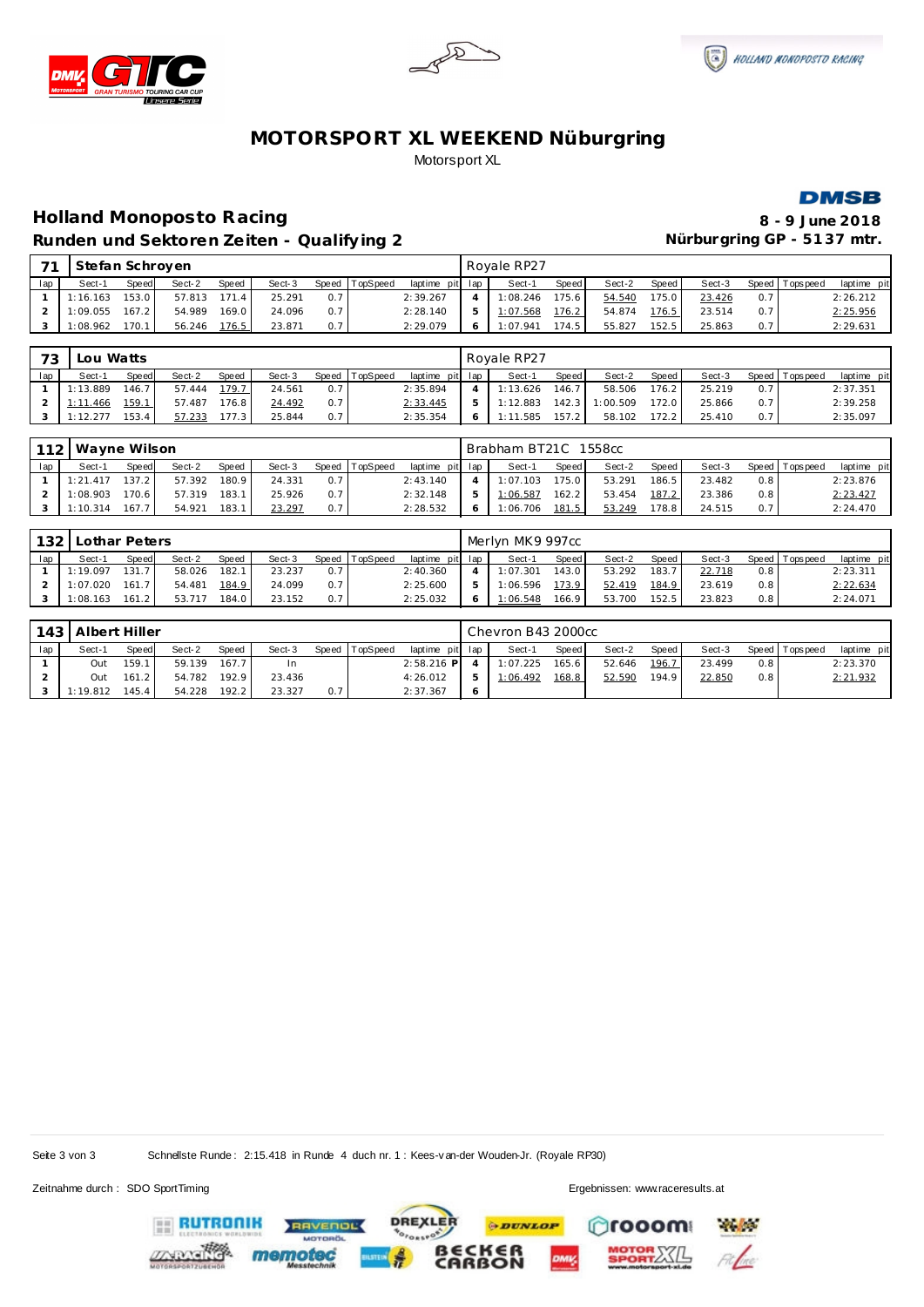# MOTORSPORT XL WEEKEND Nüburgring

Motorsport XL

## Holland Monoposto Racing

**8 - 9 June 2018**

### Runden und Sektoren Zeiten - Qualifying 2

**Nürburgring GP - 5137 mtr.**

| 71 | Stefan Schroyen | | | | | | | | | Royale RP27 | | | | | | | | | |
|---|---|---|---|---|---|---|---|---|---|---|---|---|---|---|---|---|---|---|---|
| lap | Sect-1 | Speed | Sect-2 | Speed | Sect-3 | Speed | TopSpeed | laptime | pit | lap | Sect-1 | Speed | Sect-2 | Speed | Sect-3 | Speed | Topspeed | laptime | pit |
| 1 | 1:16.163 | 153.0 | 57.813 | 171.4 | 25.291 | 0.7 | | 2:39.267 | | 4 | 1:08.246 | 175.6 | 54.540 | 175.0 | 23.426 | 0.7 | | 2:26.212 | |
| 2 | 1:09.055 | 167.2 | 54.989 | 169.0 | 24.096 | 0.7 | | 2:28.140 | | 5 | 1:07.568 | 176.2 | 54.874 | 176.5 | 23.514 | 0.7 | | 2:25.956 | |
| 3 | 1:08.962 | 170.1 | 56.246 | 176.5 | 23.871 | 0.7 | | 2:29.079 | | 6 | 1:07.941 | 174.5 | 55.827 | 152.5 | 25.863 | 0.7 | | 2:29.631 | |

| 73 | Lou Watts | | | | | | | | | Royale RP27 | | | | | | | | | |
|---|---|---|---|---|---|---|---|---|---|---|---|---|---|---|---|---|---|---|---|
| lap | Sect-1 | Speed | Sect-2 | Speed | Sect-3 | Speed | TopSpeed | laptime | pit | lap | Sect-1 | Speed | Sect-2 | Speed | Sect-3 | Speed | Topspeed | laptime | pit |
| 1 | 1:13.889 | 146.7 | 57.444 | 179.7 | 24.561 | 0.7 | | 2:35.894 | | 4 | 1:13.626 | 146.7 | 58.506 | 176.2 | 25.219 | 0.7 | | 2:37.351 | |
| 2 | 1:11.466 | 159.1 | 57.487 | 176.8 | 24.492 | 0.7 | | 2:33.445 | | 5 | 1:12.883 | 142.3 | 1:00.509 | 172.0 | 25.866 | 0.7 | | 2:39.258 | |
| 3 | 1:12.277 | 153.4 | 57.233 | 177.3 | 25.844 | 0.7 | | 2:35.354 | | 6 | 1:11.585 | 157.2 | 58.102 | 172.2 | 25.410 | 0.7 | | 2:35.097 | |

| 112 | Wayne Wilson | | | | | | | | | Brabham BT21C 1558cc | | | | | | | | | |
|---|---|---|---|---|---|---|---|---|---|---|---|---|---|---|---|---|---|---|---|
| lap | Sect-1 | Speed | Sect-2 | Speed | Sect-3 | Speed | TopSpeed | laptime | pit | lap | Sect-1 | Speed | Sect-2 | Speed | Sect-3 | Speed | Topspeed | laptime | pit |
| 1 | 1:21.417 | 137.2 | 57.392 | 180.9 | 24.331 | 0.7 | | 2:43.140 | | 4 | 1:07.103 | 175.0 | 53.291 | 186.5 | 23.482 | 0.8 | | 2:23.876 | |
| 2 | 1:08.903 | 170.6 | 57.319 | 183.1 | 25.926 | 0.7 | | 2:32.148 | | 5 | 1:06.587 | 162.2 | 53.454 | 187.2 | 23.386 | 0.8 | | 2:23.427 | |
| 3 | 1:10.314 | 167.7 | 54.921 | 183.1 | 23.297 | 0.7 | | 2:28.532 | | 6 | 1:06.706 | 181.5 | 53.249 | 178.8 | 24.515 | 0.7 | | 2:24.470 | |

| 132 | Lothar Peters | | | | | | | | | Merlyn MK9 997cc | | | | | | | | | |
|---|---|---|---|---|---|---|---|---|---|---|---|---|---|---|---|---|---|---|---|
| lap | Sect-1 | Speed | Sect-2 | Speed | Sect-3 | Speed | TopSpeed | laptime | pit | lap | Sect-1 | Speed | Sect-2 | Speed | Sect-3 | Speed | Topspeed | laptime | pit |
| 1 | 1:19.097 | 131.7 | 58.026 | 182.1 | 23.237 | 0.7 | | 2:40.360 | | 4 | 1:07.301 | 143.0 | 53.292 | 183.7 | 22.718 | 0.8 | | 2:23.311 | |
| 2 | 1:07.020 | 161.7 | 54.481 | 184.9 | 24.099 | 0.7 | | 2:25.600 | | 5 | 1:06.596 | 173.9 | 52.419 | 184.9 | 23.619 | 0.8 | | 2:22.634 | |
| 3 | 1:08.163 | 161.2 | 53.717 | 184.0 | 23.152 | 0.7 | | 2:25.032 | | 6 | 1:06.548 | 166.9 | 53.700 | 152.5 | 23.823 | 0.8 | | 2:24.071 | |

| 143 | Albert Hiller | | | | | | | | | Chevron B43 2000cc | | | | | | | | | |
|---|---|---|---|---|---|---|---|---|---|---|---|---|---|---|---|---|---|---|---|
| lap | Sect-1 | Speed | Sect-2 | Speed | Sect-3 | Speed | TopSpeed | laptime | pit | lap | Sect-1 | Speed | Sect-2 | Speed | Sect-3 | Speed | Topspeed | laptime | pit |
| 1 | Out | 159.1 | 59.139 | 167.7 | In | | | 2:58.216 | P | 4 | 1:07.225 | 165.6 | 52.646 | 196.7 | 23.499 | 0.8 | | 2:23.370 | |
| 2 | Out | 161.2 | 54.782 | 192.9 | 23.436 | | | 4:26.012 | | 5 | 1:06.492 | 168.8 | 52.590 | 194.9 | 22.850 | 0.8 | | 2:21.932 | |
| 3 | 1:19.812 | 145.4 | 54.228 | 192.2 | 23.327 | 0.7 | | 2:37.367 | | 6 | | | | | | | | | |

Schnellste Runde : 2:15.418 in Runde 4 duch nr. 1 : Kees-van-der Wouden-Jr. (Royale RP30)

Zeitnahme durch : SDO SportTiming

Ergebnissen: www.raceresults.at